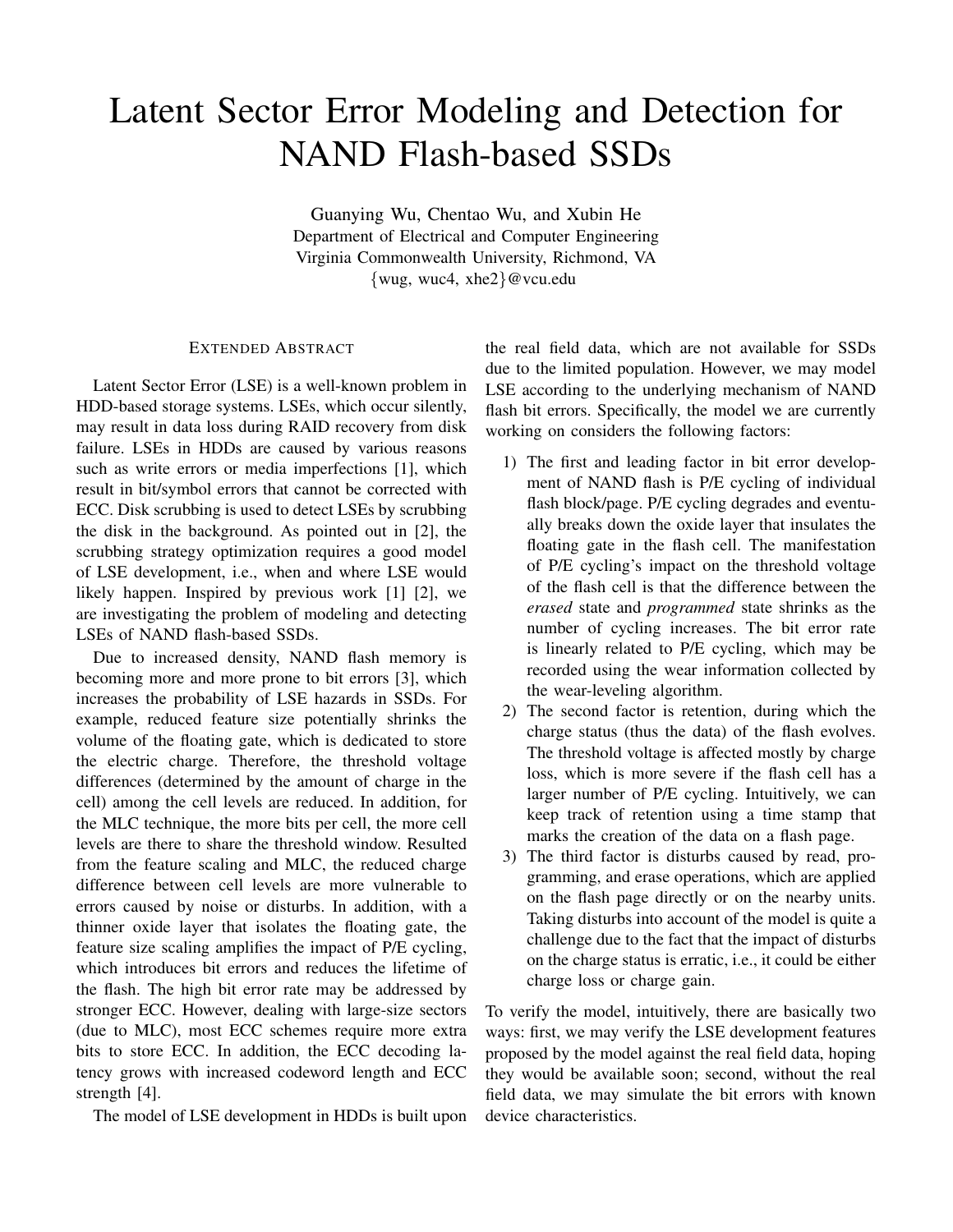# Latent Sector Error Modeling and Detection for NAND Flash-based SSDs

Guanying Wu, Chentao Wu, and Xubin He
Department of Electrical and Computer Engineering
Virginia Commonwealth University, Richmond, VA
{wug, wuc4, xhe2}@vcu.edu

## Extended Abstract

Latent Sector Error (LSE) is a well-known problem in HDD-based storage systems. LSEs, which occur silently, may result in data loss during RAID recovery from disk failure. LSEs in HDDs are caused by various reasons such as write errors or media imperfections [1], which result in bit/symbol errors that cannot be corrected with ECC. Disk scrubbing is used to detect LSEs by scrubbing the disk in the background. As pointed out in [2], the scrubbing strategy optimization requires a good model of LSE development, i.e., when and where LSE would likely happen. Inspired by previous work [1] [2], we are investigating the problem of modeling and detecting LSEs of NAND flash-based SSDs.

Due to increased density, NAND flash memory is becoming more and more prone to bit errors [3], which increases the probability of LSE hazards in SSDs. For example, reduced feature size potentially shrinks the volume of the floating gate, which is dedicated to store the electric charge. Therefore, the threshold voltage differences (determined by the amount of charge in the cell) among the cell levels are reduced. In addition, for the MLC technique, the more bits per cell, the more cell levels are there to share the threshold window. Resulted from the feature scaling and MLC, the reduced charge difference between cell levels are more vulnerable to errors caused by noise or disturbs. In addition, with a thinner oxide layer that isolates the floating gate, the feature size scaling amplifies the impact of P/E cycling, which introduces bit errors and reduces the lifetime of the flash. The high bit error rate may be addressed by stronger ECC. However, dealing with large-size sectors (due to MLC), most ECC schemes require more extra bits to store ECC. In addition, the ECC decoding latency grows with increased codeword length and ECC strength [4].

The model of LSE development in HDDs is built upon the real field data, which are not available for SSDs due to the limited population. However, we may model LSE according to the underlying mechanism of NAND flash bit errors. Specifically, the model we are currently working on considers the following factors:

1) The first and leading factor in bit error development of NAND flash is P/E cycling of individual flash block/page. P/E cycling degrades and eventually breaks down the oxide layer that insulates the floating gate in the flash cell. The manifestation of P/E cycling's impact on the threshold voltage of the flash cell is that the difference between the *erased* state and *programmed* state shrinks as the number of cycling increases. The bit error rate is linearly related to P/E cycling, which may be recorded using the wear information collected by the wear-leveling algorithm.
2) The second factor is retention, during which the charge status (thus the data) of the flash evolves. The threshold voltage is affected mostly by charge loss, which is more severe if the flash cell has a larger number of P/E cycling. Intuitively, we can keep track of retention using a time stamp that marks the creation of the data on a flash page.
3) The third factor is disturbs caused by read, programming, and erase operations, which are applied on the flash page directly or on the nearby units. Taking disturbs into account of the model is quite a challenge due to the fact that the impact of disturbs on the charge status is erratic, i.e., it could be either charge loss or charge gain.

To verify the model, intuitively, there are basically two ways: first, we may verify the LSE development features proposed by the model against the real field data, hoping they would be available soon; second, without the real field data, we may simulate the bit errors with known device characteristics.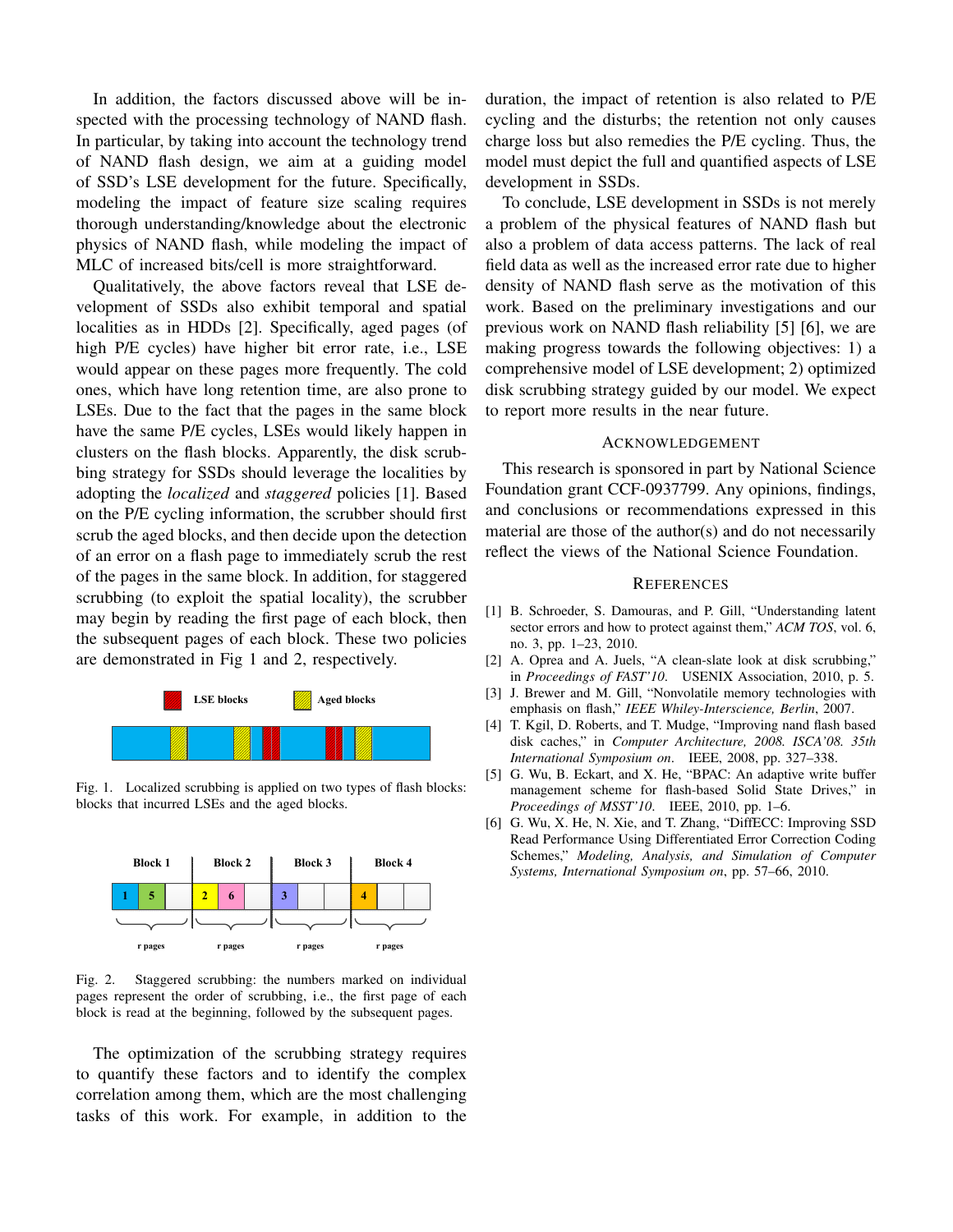In addition, the factors discussed above will be inspected with the processing technology of NAND flash. In particular, by taking into account the technology trend of NAND flash design, we aim at a guiding model of SSD's LSE development for the future. Specifically, modeling the impact of feature size scaling requires thorough understanding/knowledge about the electronic physics of NAND flash, while modeling the impact of MLC of increased bits/cell is more straightforward.

Qualitatively, the above factors reveal that LSE development of SSDs also exhibit temporal and spatial localities as in HDDs [2]. Specifically, aged pages (of high P/E cycles) have higher bit error rate, i.e., LSE would appear on these pages more frequently. The cold ones, which have long retention time, are also prone to LSEs. Due to the fact that the pages in the same block have the same P/E cycles, LSEs would likely happen in clusters on the flash blocks. Apparently, the disk scrubbing strategy for SSDs should leverage the localities by adopting the *localized* and *staggered* policies [1]. Based on the P/E cycling information, the scrubber should first scrub the aged blocks, and then decide upon the detection of an error on a flash page to immediately scrub the rest of the pages in the same block. In addition, for staggered scrubbing (to exploit the spatial locality), the scrubber may begin by reading the first page of each block, then the subsequent pages of each block. These two policies are demonstrated in Fig 1 and 2, respectively.

LSE blocks

Aged blocks

Fig. 1. Localized scrubbing is applied on two types of flash blocks: blocks that incurred LSEs and the aged blocks.

Block 1

Block 2

Block 3

Block 4

1

5

2

6

3

4

r pages

r pages

r pages

r pages

Fig. 2. Staggered scrubbing: the numbers marked on individual pages represent the order of scrubbing, i.e., the first page of each block is read at the beginning, followed by the subsequent pages.

The optimization of the scrubbing strategy requires to quantify these factors and to identify the complex correlation among them, which are the most challenging tasks of this work. For example, in addition to the duration, the impact of retention is also related to P/E cycling and the disturbs; the retention not only causes charge loss but also remedies the P/E cycling. Thus, the model must depict the full and quantified aspects of LSE development in SSDs.

To conclude, LSE development in SSDs is not merely a problem of the physical features of NAND flash but also a problem of data access patterns. The lack of real field data as well as the increased error rate due to higher density of NAND flash serve as the motivation of this work. Based on the preliminary investigations and our previous work on NAND flash reliability [5] [6], we are making progress towards the following objectives: 1) a comprehensive model of LSE development; 2) optimized disk scrubbing strategy guided by our model. We expect to report more results in the near future.

## Acknowledgement

This research is sponsored in part by National Science Foundation grant CCF-0937799. Any opinions, findings, and conclusions or recommendations expressed in this material are those of the author(s) and do not necessarily reflect the views of the National Science Foundation.

## References

[1] B. Schroeder, S. Damouras, and P. Gill, "Understanding latent sector errors and how to protect against them," *ACM TOS*, vol. 6, no. 3, pp. 1–23, 2010.

[2] A. Oprea and A. Juels, "A clean-slate look at disk scrubbing," in *Proceedings of FAST'10*. USENIX Association, 2010, p. 5.

[3] J. Brewer and M. Gill, "Nonvolatile memory technologies with emphasis on flash," *IEEE Whiley-Interscience, Berlin*, 2007.

[4] T. Kgil, D. Roberts, and T. Mudge, "Improving nand flash based disk caches," in *Computer Architecture, 2008. ISCA'08. 35th International Symposium on*. IEEE, 2008, pp. 327–338.

[5] G. Wu, B. Eckart, and X. He, "BPAC: An adaptive write buffer management scheme for flash-based Solid State Drives," in *Proceedings of MSST'10*. IEEE, 2010, pp. 1–6.

[6] G. Wu, X. He, N. Xie, and T. Zhang, "DiffECC: Improving SSD Read Performance Using Differentiated Error Correction Coding Schemes," *Modeling, Analysis, and Simulation of Computer Systems, International Symposium on*, pp. 57–66, 2010.